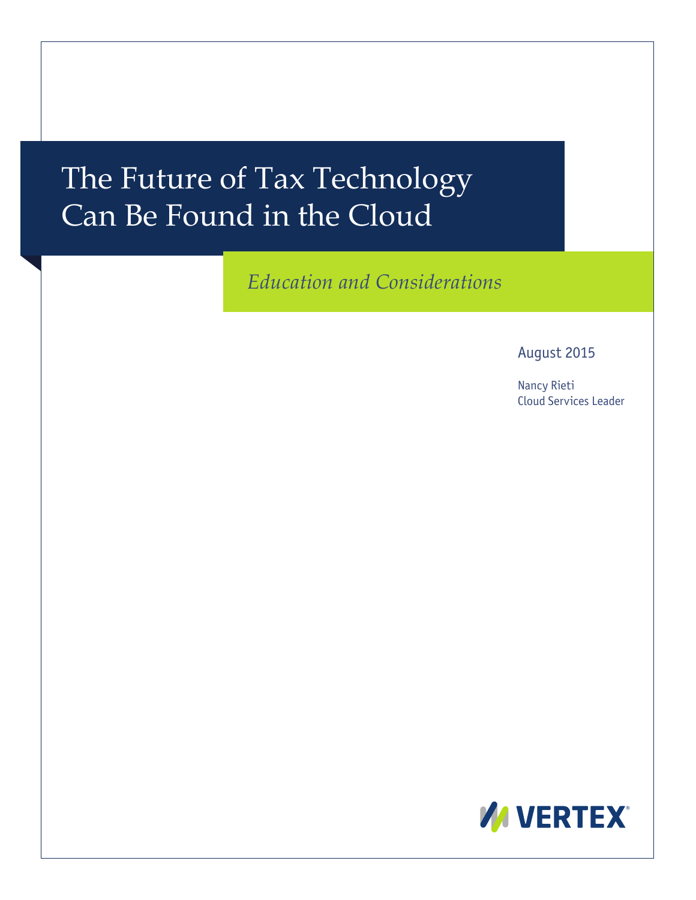# The Future of Tax Technology Can Be Found in the Cloud

*Education and Considerations*

August 2015

Nancy Rieti
Cloud Services Leader

VERTEX®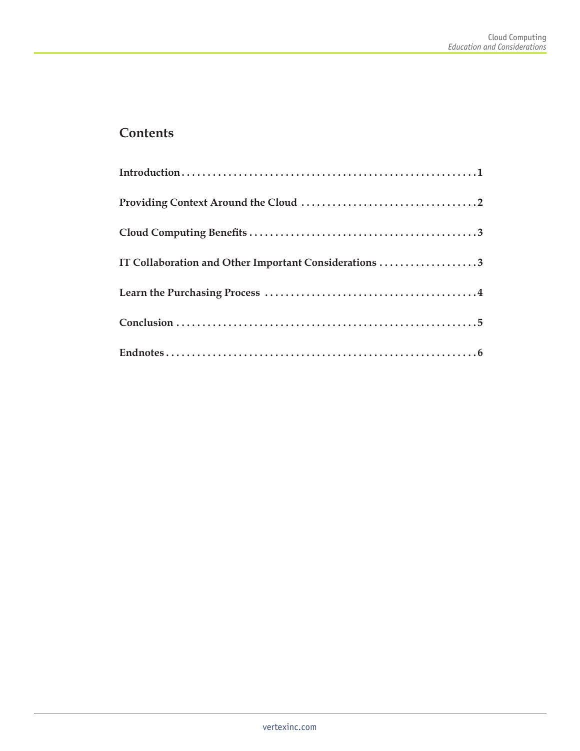## Contents

**Introduction** . . . . . . . . . . . . . . . . . . . . . . . . . . . . . . . . . . . . . . . . . . . . . . . . . . . . . . . **1**

**Providing Context Around the Cloud** . . . . . . . . . . . . . . . . . . . . . . . . . . . . . . . . . . **2**

**Cloud Computing Benefits** . . . . . . . . . . . . . . . . . . . . . . . . . . . . . . . . . . . . . . . . . . . **3**

**IT Collaboration and Other Important Considerations** . . . . . . . . . . . . . . . . . . . **3**

**Learn the Purchasing Process** . . . . . . . . . . . . . . . . . . . . . . . . . . . . . . . . . . . . . . . . **4**

**Conclusion** . . . . . . . . . . . . . . . . . . . . . . . . . . . . . . . . . . . . . . . . . . . . . . . . . . . . . . . **5**

**Endnotes** . . . . . . . . . . . . . . . . . . . . . . . . . . . . . . . . . . . . . . . . . . . . . . . . . . . . . . . . . **6**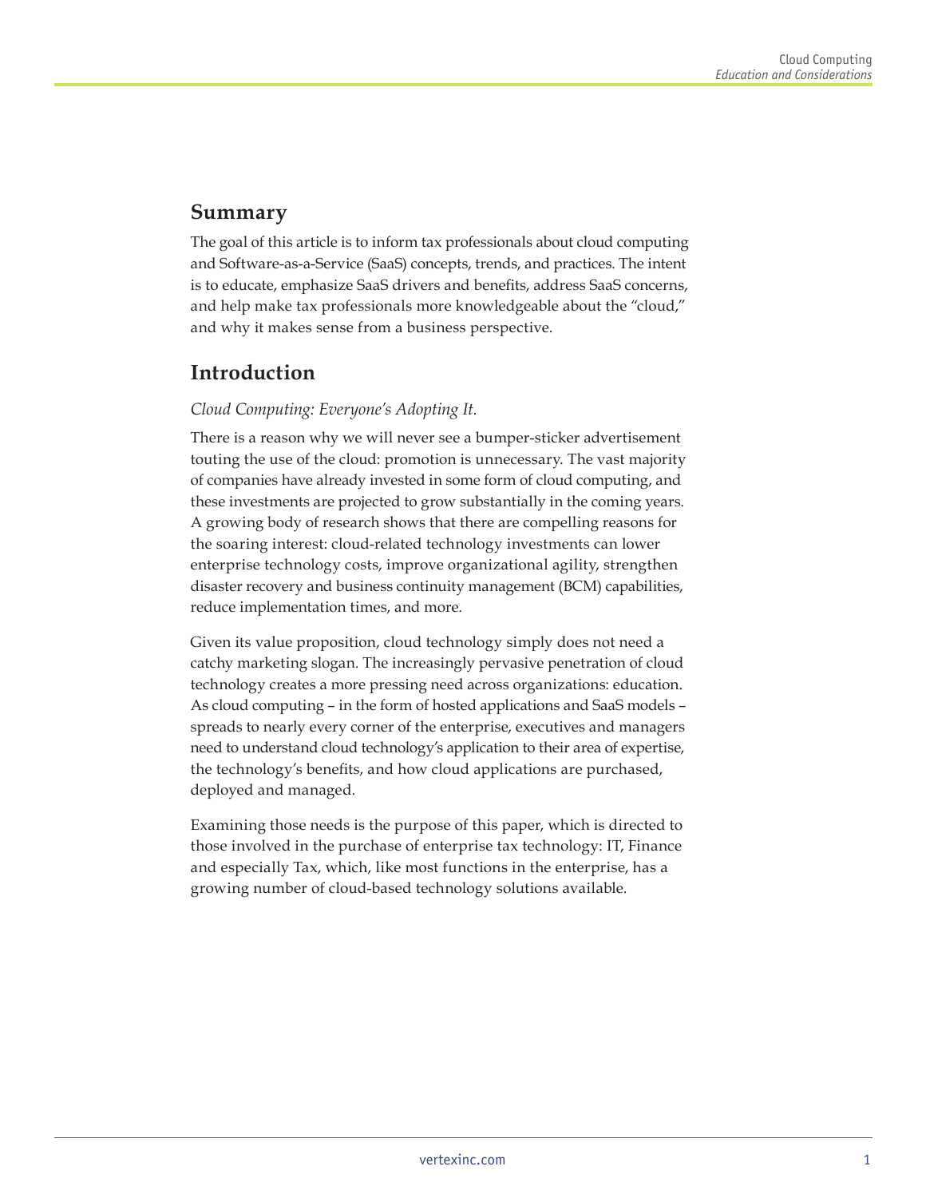## Summary

The goal of this article is to inform tax professionals about cloud computing and Software-as-a-Service (SaaS) concepts, trends, and practices. The intent is to educate, emphasize SaaS drivers and benefits, address SaaS concerns, and help make tax professionals more knowledgeable about the "cloud," and why it makes sense from a business perspective.

## Introduction

*Cloud Computing: Everyone's Adopting It.*

There is a reason why we will never see a bumper-sticker advertisement touting the use of the cloud: promotion is unnecessary. The vast majority of companies have already invested in some form of cloud computing, and these investments are projected to grow substantially in the coming years. A growing body of research shows that there are compelling reasons for the soaring interest: cloud-related technology investments can lower enterprise technology costs, improve organizational agility, strengthen disaster recovery and business continuity management (BCM) capabilities, reduce implementation times, and more.

Given its value proposition, cloud technology simply does not need a catchy marketing slogan. The increasingly pervasive penetration of cloud technology creates a more pressing need across organizations: education. As cloud computing – in the form of hosted applications and SaaS models – spreads to nearly every corner of the enterprise, executives and managers need to understand cloud technology's application to their area of expertise, the technology's benefits, and how cloud applications are purchased, deployed and managed.

Examining those needs is the purpose of this paper, which is directed to those involved in the purchase of enterprise tax technology: IT, Finance and especially Tax, which, like most functions in the enterprise, has a growing number of cloud-based technology solutions available.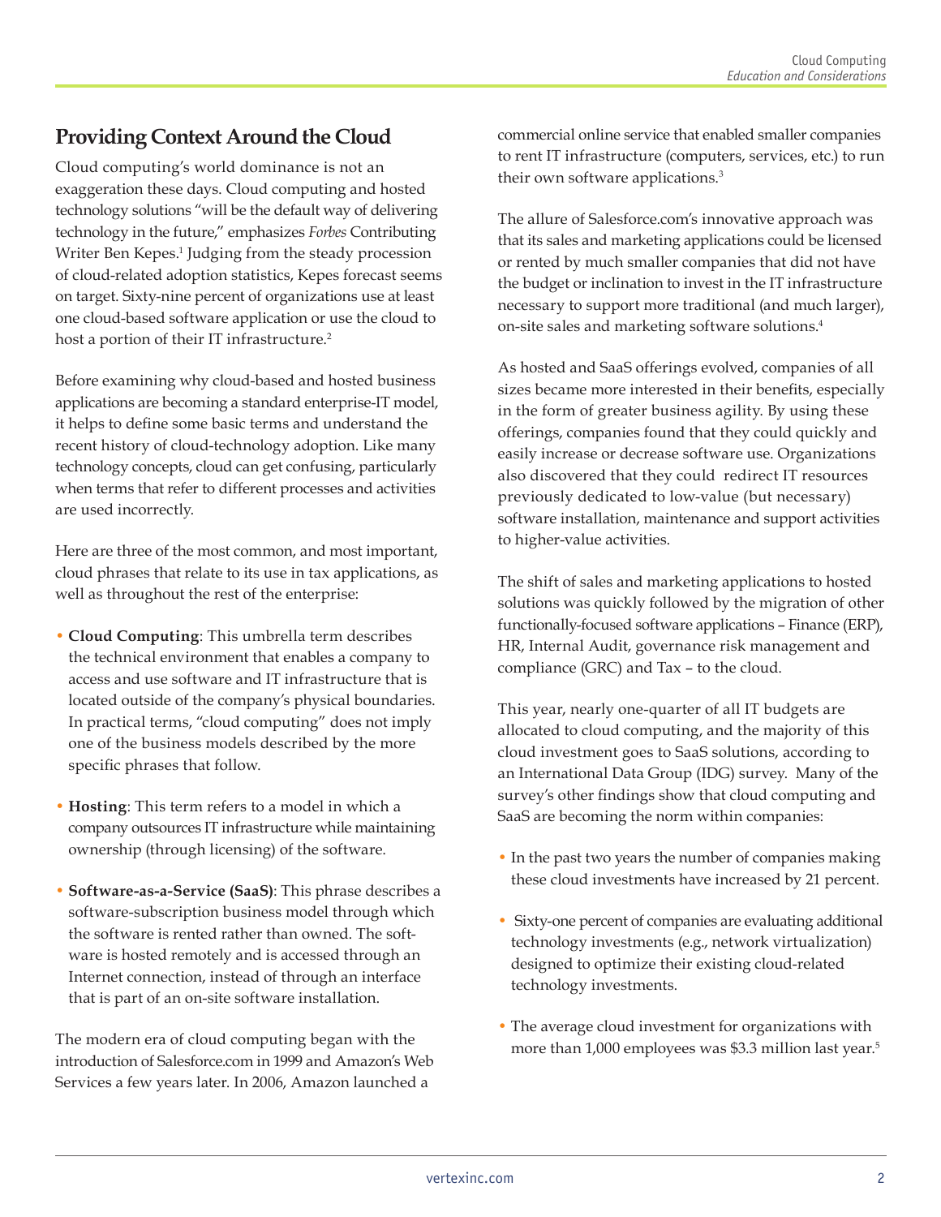## Providing Context Around the Cloud

Cloud computing's world dominance is not an exaggeration these days. Cloud computing and hosted technology solutions "will be the default way of delivering technology in the future," emphasizes *Forbes* Contributing Writer Ben Kepes.[1] Judging from the steady procession of cloud-related adoption statistics, Kepes forecast seems on target. Sixty-nine percent of organizations use at least one cloud-based software application or use the cloud to host a portion of their IT infrastructure.[2]

Before examining why cloud-based and hosted business applications are becoming a standard enterprise-IT model, it helps to define some basic terms and understand the recent history of cloud-technology adoption. Like many technology concepts, cloud can get confusing, particularly when terms that refer to different processes and activities are used incorrectly.

Here are three of the most common, and most important, cloud phrases that relate to its use in tax applications, as well as throughout the rest of the enterprise:

- **Cloud Computing**: This umbrella term describes the technical environment that enables a company to access and use software and IT infrastructure that is located outside of the company's physical boundaries. In practical terms, "cloud computing" does not imply one of the business models described by the more specific phrases that follow.
- **Hosting**: This term refers to a model in which a company outsources IT infrastructure while maintaining ownership (through licensing) of the software.
- **Software-as-a-Service (SaaS)**: This phrase describes a software-subscription business model through which the software is rented rather than owned. The software is hosted remotely and is accessed through an Internet connection, instead of through an interface that is part of an on-site software installation.

The modern era of cloud computing began with the introduction of Salesforce.com in 1999 and Amazon's Web Services a few years later. In 2006, Amazon launched a commercial online service that enabled smaller companies to rent IT infrastructure (computers, services, etc.) to run their own software applications.[3]

The allure of Salesforce.com's innovative approach was that its sales and marketing applications could be licensed or rented by much smaller companies that did not have the budget or inclination to invest in the IT infrastructure necessary to support more traditional (and much larger), on-site sales and marketing software solutions.[4]

As hosted and SaaS offerings evolved, companies of all sizes became more interested in their benefits, especially in the form of greater business agility. By using these offerings, companies found that they could quickly and easily increase or decrease software use. Organizations also discovered that they could redirect IT resources previously dedicated to low-value (but necessary) software installation, maintenance and support activities to higher-value activities.

The shift of sales and marketing applications to hosted solutions was quickly followed by the migration of other functionally-focused software applications – Finance (ERP), HR, Internal Audit, governance risk management and compliance (GRC) and Tax – to the cloud.

This year, nearly one-quarter of all IT budgets are allocated to cloud computing, and the majority of this cloud investment goes to SaaS solutions, according to an International Data Group (IDG) survey. Many of the survey's other findings show that cloud computing and SaaS are becoming the norm within companies:

- In the past two years the number of companies making these cloud investments have increased by 21 percent.
- Sixty-one percent of companies are evaluating additional technology investments (e.g., network virtualization) designed to optimize their existing cloud-related technology investments.
- The average cloud investment for organizations with more than 1,000 employees was $3.3 million last year.[5]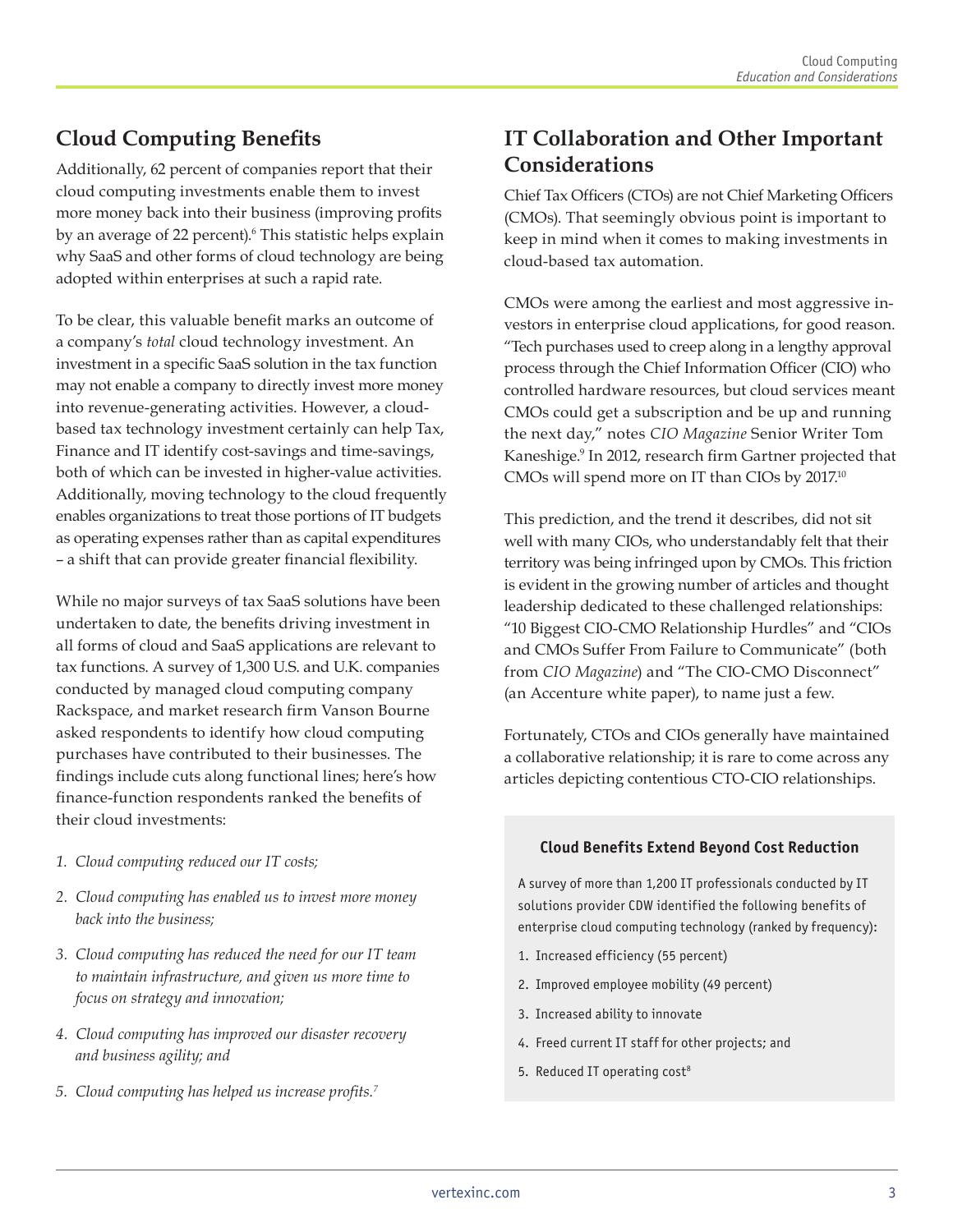## Cloud Computing Benefits

Additionally, 62 percent of companies report that their cloud computing investments enable them to invest more money back into their business (improving profits by an average of 22 percent).[6] This statistic helps explain why SaaS and other forms of cloud technology are being adopted within enterprises at such a rapid rate.

To be clear, this valuable benefit marks an outcome of a company's *total* cloud technology investment. An investment in a specific SaaS solution in the tax function may not enable a company to directly invest more money into revenue-generating activities. However, a cloud-based tax technology investment certainly can help Tax, Finance and IT identify cost-savings and time-savings, both of which can be invested in higher-value activities. Additionally, moving technology to the cloud frequently enables organizations to treat those portions of IT budgets as operating expenses rather than as capital expenditures – a shift that can provide greater financial flexibility.

While no major surveys of tax SaaS solutions have been undertaken to date, the benefits driving investment in all forms of cloud and SaaS applications are relevant to tax functions. A survey of 1,300 U.S. and U.K. companies conducted by managed cloud computing company Rackspace, and market research firm Vanson Bourne asked respondents to identify how cloud computing purchases have contributed to their businesses. The findings include cuts along functional lines; here's how finance-function respondents ranked the benefits of their cloud investments:

1. *Cloud computing reduced our IT costs;*
2. *Cloud computing has enabled us to invest more money back into the business;*
3. *Cloud computing has reduced the need for our IT team to maintain infrastructure, and given us more time to focus on strategy and innovation;*
4. *Cloud computing has improved our disaster recovery and business agility; and*
5. *Cloud computing has helped us increase profits.*[7]

## IT Collaboration and Other Important Considerations

Chief Tax Officers (CTOs) are not Chief Marketing Officers (CMOs). That seemingly obvious point is important to keep in mind when it comes to making investments in cloud-based tax automation.

CMOs were among the earliest and most aggressive investors in enterprise cloud applications, for good reason. "Tech purchases used to creep along in a lengthy approval process through the Chief Information Officer (CIO) who controlled hardware resources, but cloud services meant CMOs could get a subscription and be up and running the next day," notes *CIO Magazine* Senior Writer Tom Kaneshige.[9] In 2012, research firm Gartner projected that CMOs will spend more on IT than CIOs by 2017.[10]

This prediction, and the trend it describes, did not sit well with many CIOs, who understandably felt that their territory was being infringed upon by CMOs. This friction is evident in the growing number of articles and thought leadership dedicated to these challenged relationships: "10 Biggest CIO-CMO Relationship Hurdles" and "CIOs and CMOs Suffer From Failure to Communicate" (both from *CIO Magazine*) and "The CIO-CMO Disconnect" (an Accenture white paper), to name just a few.

Fortunately, CTOs and CIOs generally have maintained a collaborative relationship; it is rare to come across any articles depicting contentious CTO-CIO relationships.

**Cloud Benefits Extend Beyond Cost Reduction**

A survey of more than 1,200 IT professionals conducted by IT solutions provider CDW identified the following benefits of enterprise cloud computing technology (ranked by frequency):

1. Increased efficiency (55 percent)
2. Improved employee mobility (49 percent)
3. Increased ability to innovate
4. Freed current IT staff for other projects; and
5. Reduced IT operating cost[8]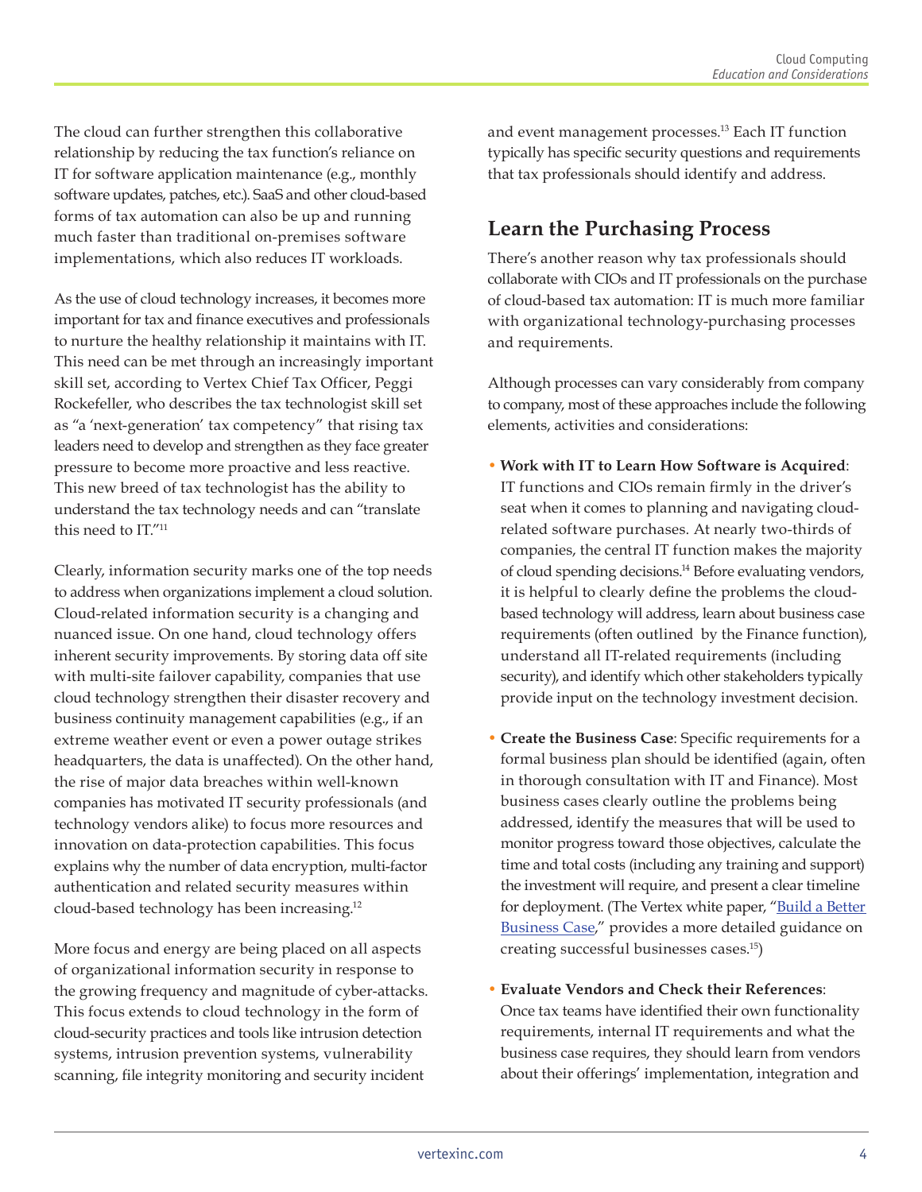The cloud can further strengthen this collaborative relationship by reducing the tax function's reliance on IT for software application maintenance (e.g., monthly software updates, patches, etc.). SaaS and other cloud-based forms of tax automation can also be up and running much faster than traditional on-premises software implementations, which also reduces IT workloads.

As the use of cloud technology increases, it becomes more important for tax and finance executives and professionals to nurture the healthy relationship it maintains with IT. This need can be met through an increasingly important skill set, according to Vertex Chief Tax Officer, Peggi Rockefeller, who describes the tax technologist skill set as "a 'next-generation' tax competency" that rising tax leaders need to develop and strengthen as they face greater pressure to become more proactive and less reactive. This new breed of tax technologist has the ability to understand the tax technology needs and can "translate this need to IT."[11]

Clearly, information security marks one of the top needs to address when organizations implement a cloud solution. Cloud-related information security is a changing and nuanced issue. On one hand, cloud technology offers inherent security improvements. By storing data off site with multi-site failover capability, companies that use cloud technology strengthen their disaster recovery and business continuity management capabilities (e.g., if an extreme weather event or even a power outage strikes headquarters, the data is unaffected). On the other hand, the rise of major data breaches within well-known companies has motivated IT security professionals (and technology vendors alike) to focus more resources and innovation on data-protection capabilities. This focus explains why the number of data encryption, multi-factor authentication and related security measures within cloud-based technology has been increasing.[12]

More focus and energy are being placed on all aspects of organizational information security in response to the growing frequency and magnitude of cyber-attacks. This focus extends to cloud technology in the form of cloud-security practices and tools like intrusion detection systems, intrusion prevention systems, vulnerability scanning, file integrity monitoring and security incident and event management processes.[13] Each IT function typically has specific security questions and requirements that tax professionals should identify and address.

## Learn the Purchasing Process

There's another reason why tax professionals should collaborate with CIOs and IT professionals on the purchase of cloud-based tax automation: IT is much more familiar with organizational technology-purchasing processes and requirements.

Although processes can vary considerably from company to company, most of these approaches include the following elements, activities and considerations:

- **Work with IT to Learn How Software is Acquired**: IT functions and CIOs remain firmly in the driver's seat when it comes to planning and navigating cloud-related software purchases. At nearly two-thirds of companies, the central IT function makes the majority of cloud spending decisions.[14] Before evaluating vendors, it is helpful to clearly define the problems the cloud-based technology will address, learn about business case requirements (often outlined by the Finance function), understand all IT-related requirements (including security), and identify which other stakeholders typically provide input on the technology investment decision.

- **Create the Business Case**: Specific requirements for a formal business plan should be identified (again, often in thorough consultation with IT and Finance). Most business cases clearly outline the problems being addressed, identify the measures that will be used to monitor progress toward those objectives, calculate the time and total costs (including any training and support) the investment will require, and present a clear timeline for deployment. (The Vertex white paper, "Build a Better Business Case," provides a more detailed guidance on creating successful businesses cases.[15])

- **Evaluate Vendors and Check their References**: Once tax teams have identified their own functionality requirements, internal IT requirements and what the business case requires, they should learn from vendors about their offerings' implementation, integration and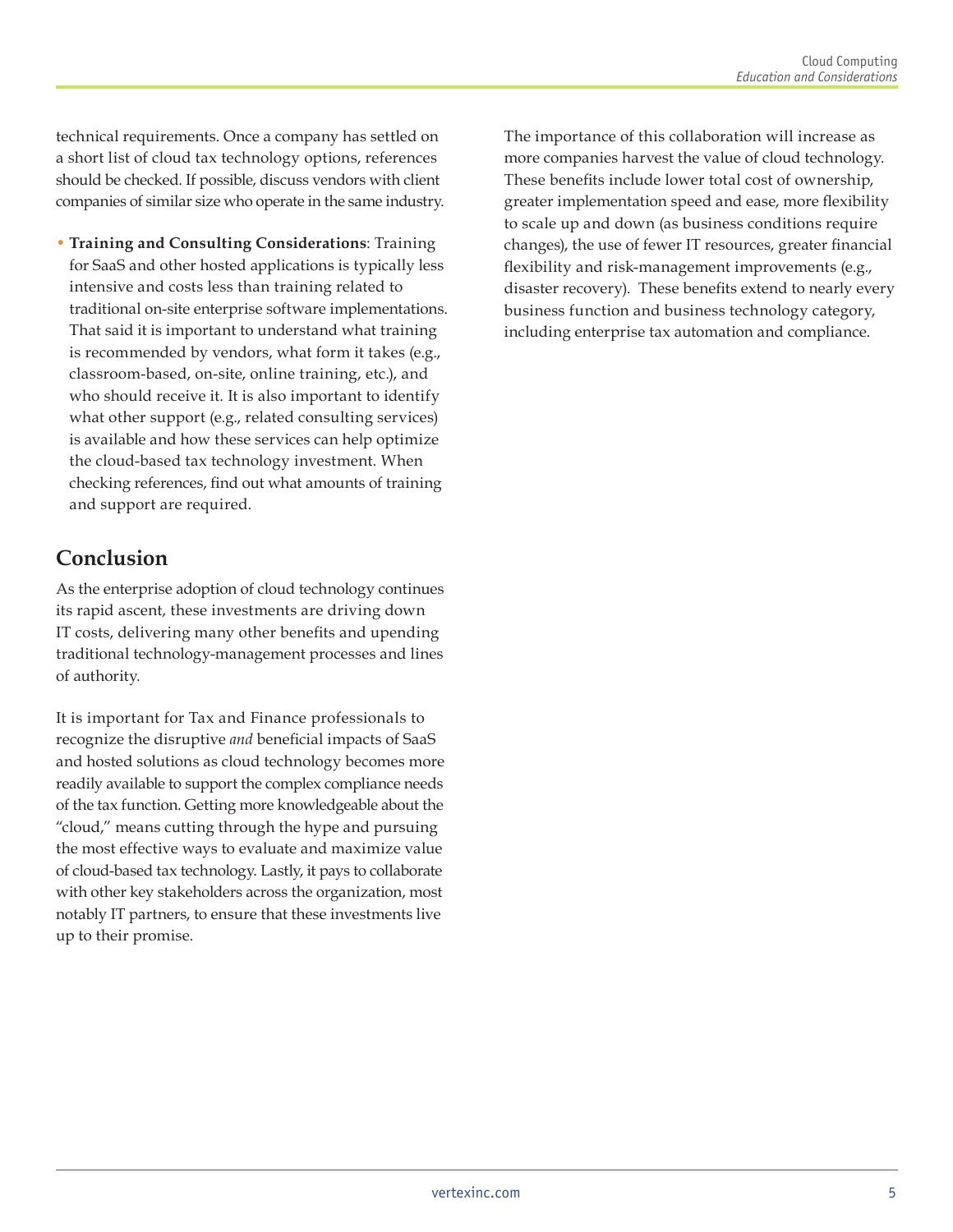technical requirements. Once a company has settled on a short list of cloud tax technology options, references should be checked. If possible, discuss vendors with client companies of similar size who operate in the same industry.

- **Training and Consulting Considerations**: Training for SaaS and other hosted applications is typically less intensive and costs less than training related to traditional on-site enterprise software implementations. That said it is important to understand what training is recommended by vendors, what form it takes (e.g., classroom-based, on-site, online training, etc.), and who should receive it. It is also important to identify what other support (e.g., related consulting services) is available and how these services can help optimize the cloud-based tax technology investment. When checking references, find out what amounts of training and support are required.

## Conclusion

As the enterprise adoption of cloud technology continues its rapid ascent, these investments are driving down IT costs, delivering many other benefits and upending traditional technology-management processes and lines of authority.

It is important for Tax and Finance professionals to recognize the disruptive *and* beneficial impacts of SaaS and hosted solutions as cloud technology becomes more readily available to support the complex compliance needs of the tax function. Getting more knowledgeable about the "cloud," means cutting through the hype and pursuing the most effective ways to evaluate and maximize value of cloud-based tax technology. Lastly, it pays to collaborate with other key stakeholders across the organization, most notably IT partners, to ensure that these investments live up to their promise.

The importance of this collaboration will increase as more companies harvest the value of cloud technology. These benefits include lower total cost of ownership, greater implementation speed and ease, more flexibility to scale up and down (as business conditions require changes), the use of fewer IT resources, greater financial flexibility and risk-management improvements (e.g., disaster recovery). These benefits extend to nearly every business function and business technology category, including enterprise tax automation and compliance.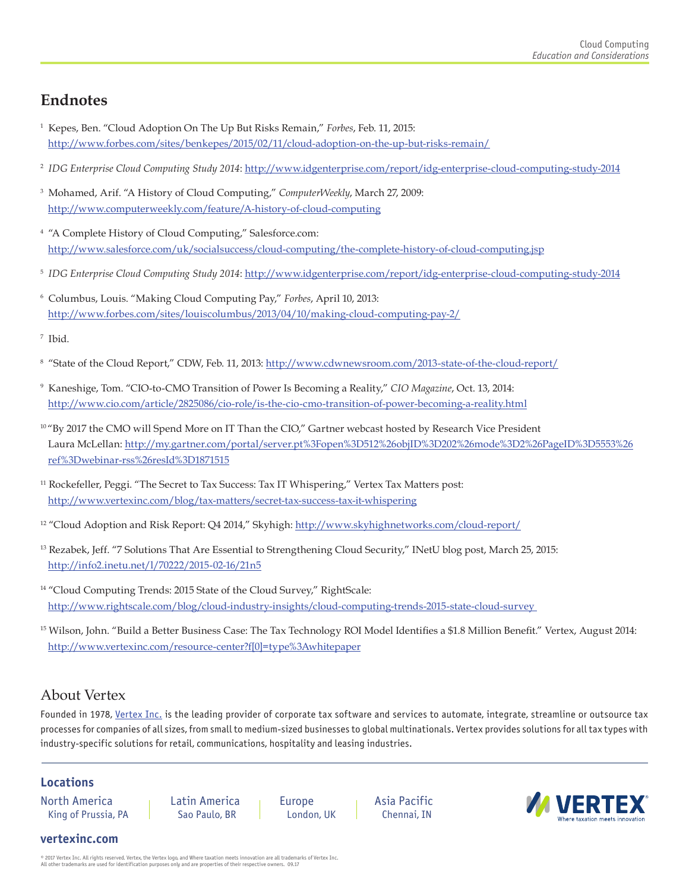## Endnotes

[1] Kepes, Ben. "Cloud Adoption On The Up But Risks Remain," *Forbes*, Feb. 11, 2015: http://www.forbes.com/sites/benkepes/2015/02/11/cloud-adoption-on-the-up-but-risks-remain/

[2] *IDG Enterprise Cloud Computing Study 2014*: http://www.idgenterprise.com/report/idg-enterprise-cloud-computing-study-2014

[3] Mohamed, Arif. "A History of Cloud Computing," *ComputerWeekly*, March 27, 2009: http://www.computerweekly.com/feature/A-history-of-cloud-computing

[4] "A Complete History of Cloud Computing," Salesforce.com: http://www.salesforce.com/uk/socialsuccess/cloud-computing/the-complete-history-of-cloud-computing.jsp

[5] *IDG Enterprise Cloud Computing Study 2014*: http://www.idgenterprise.com/report/idg-enterprise-cloud-computing-study-2014

[6] Columbus, Louis. "Making Cloud Computing Pay," *Forbes*, April 10, 2013: http://www.forbes.com/sites/louiscolumbus/2013/04/10/making-cloud-computing-pay-2/

[7] Ibid.

[8] "State of the Cloud Report," CDW, Feb. 11, 2013: http://www.cdwnewsroom.com/2013-state-of-the-cloud-report/

[9] Kaneshige, Tom. "CIO-to-CMO Transition of Power Is Becoming a Reality," *CIO Magazine*, Oct. 13, 2014: http://www.cio.com/article/2825086/cio-role/is-the-cio-cmo-transition-of-power-becoming-a-reality.html

[10] "By 2017 the CMO will Spend More on IT Than the CIO," Gartner webcast hosted by Research Vice President Laura McLellan: http://my.gartner.com/portal/server.pt%3Fopen%3D512%26objID%3D202%26mode%3D2%26PageID%3D5553%26ref%3Dwebinar-rss%26resId%3D1871515

[11] Rockefeller, Peggi. "The Secret to Tax Success: Tax IT Whispering," Vertex Tax Matters post: http://www.vertexinc.com/blog/tax-matters/secret-tax-success-tax-it-whispering

[12] "Cloud Adoption and Risk Report: Q4 2014," Skyhigh: http://www.skyhighnetworks.com/cloud-report/

[13] Rezabek, Jeff. "7 Solutions That Are Essential to Strengthening Cloud Security," INetU blog post, March 25, 2015: http://info2.inetu.net/l/70222/2015-02-16/21n5

[14] "Cloud Computing Trends: 2015 State of the Cloud Survey," RightScale: http://www.rightscale.com/blog/cloud-industry-insights/cloud-computing-trends-2015-state-cloud-survey

[15] Wilson, John. "Build a Better Business Case: The Tax Technology ROI Model Identifies a $1.8 Million Benefit." Vertex, August 2014: http://www.vertexinc.com/resource-center?f[0]=type%3Awhitepaper

## About Vertex

Founded in 1978, Vertex Inc. is the leading provider of corporate tax software and services to automate, integrate, streamline or outsource tax processes for companies of all sizes, from small to medium-sized businesses to global multinationals. Vertex provides solutions for all tax types with industry-specific solutions for retail, communications, hospitality and leasing industries.

### Locations

North America
King of Prussia, PA

Latin America
Sao Paulo, BR

Europe
London, UK

Asia Pacific
Chennai, IN

VERTEX
Where taxation meets innovation

**vertexinc.com**

© 2017 Vertex Inc. All rights reserved. Vertex, the Vertex logo, and Where taxation meets innovation are all trademarks of Vertex Inc.
All other trademarks are used for identification purposes only and are properties of their respective owners. 09.17